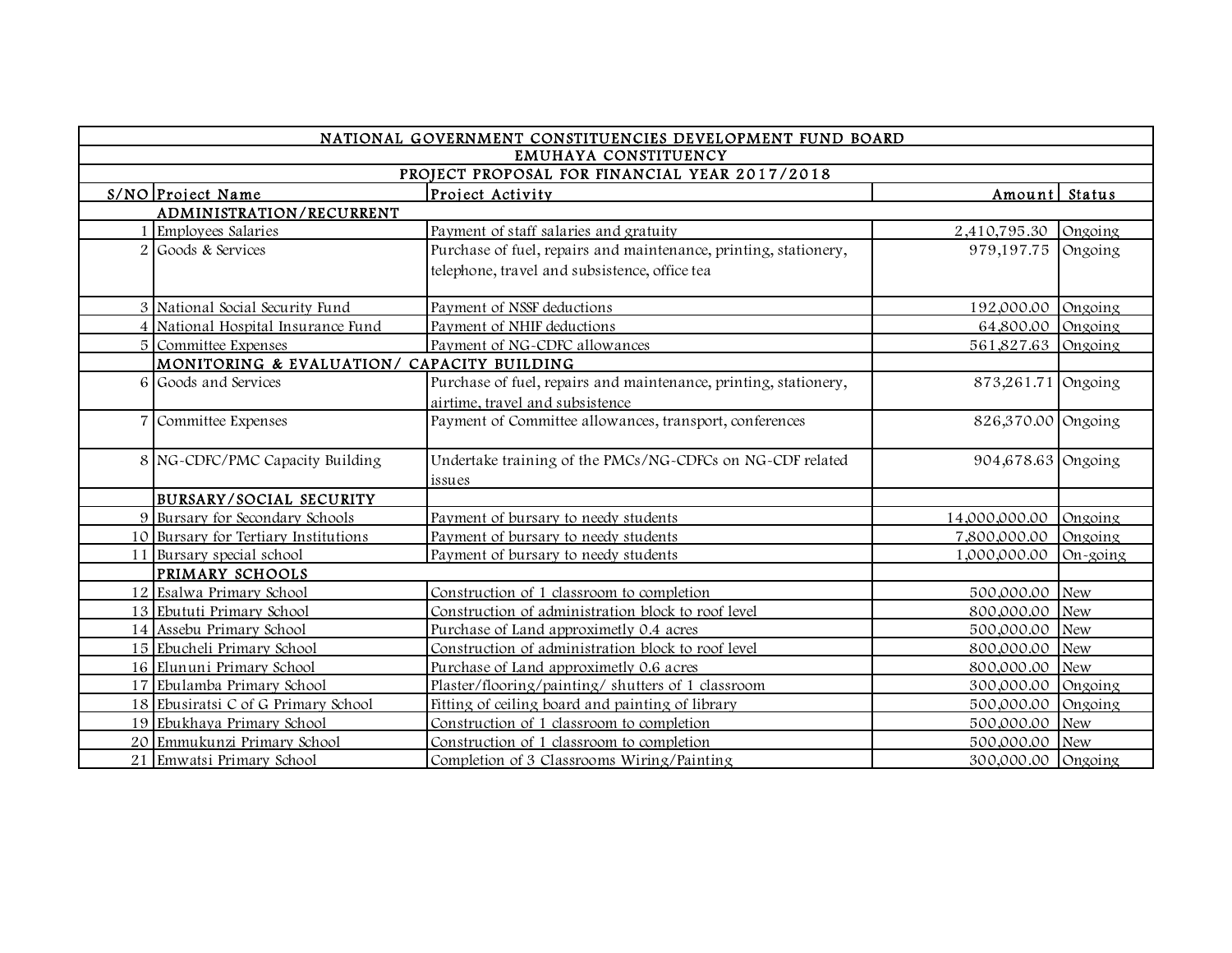| NATIONAL GOVERNMENT CONSTITUENCIES DEVELOPMENT FUND BOARD | | | | |
|---|---|---|---|---|
| EMUHAYA CONSTITUENCY | | | | |
| PROJECT PROPOSAL FOR FINANCIAL YEAR 2017/2018 | | | | |
| S/NO | Project Name | Project Activity | Amount | Status |
| | ADMINISTRATION/RECURRENT | | | |
| 1 | Employees Salaries | Payment of staff salaries and gratuity | 2,410,795.30 | Ongoing |
| 2 | Goods & Services | Purchase of fuel, repairs and maintenance, printing, stationery, telephone, travel and subsistence, office tea | 979,197.75 | Ongoing |
| 3 | National Social Security Fund | Payment of NSSF deductions | 192,000.00 | Ongoing |
| 4 | National Hospital Insurance Fund | Payment of NHIF deductions | 64,800.00 | Ongoing |
| 5 | Committee Expenses | Payment of NG-CDFC allowances | 561,827.63 | Ongoing |
| | MONITORING & EVALUATION/ CAPACITY BUILDING | | | |
| 6 | Goods and Services | Purchase of fuel, repairs and maintenance, printing, stationery, airtime, travel and subsistence | 873,261.71 | Ongoing |
| 7 | Committee Expenses | Payment of Committee allowances, transport, conferences | 826,370.00 | Ongoing |
| 8 | NG-CDFC/PMC Capacity Building | Undertake training of the PMCs/NG-CDFCs on NG-CDF related issues | 904,678.63 | Ongoing |
| | BURSARY/SOCIAL SECURITY | | | |
| 9 | Bursary for Secondary Schools | Payment of bursary to needy students | 14,000,000.00 | Ongoing |
| 10 | Bursary for Tertiary Institutions | Payment of bursary to needy students | 7,800,000.00 | Ongoing |
| 11 | Bursary special school | Payment of bursary to needy students | 1,000,000.00 | On-going |
| | PRIMARY SCHOOLS | | | |
| 12 | Esalwa Primary School | Construction of 1 classroom to completion | 500,000.00 | New |
| 13 | Ebututi Primary School | Construction of administration block to roof level | 800,000.00 | New |
| 14 | Assebu Primary School | Purchase of Land approximetly 0.4 acres | 500,000.00 | New |
| 15 | Ebucheli Primary School | Construction of administration block to roof level | 800,000.00 | New |
| 16 | Elununi Primary School | Purchase of Land approximetly 0.6 acres | 800,000.00 | New |
| 17 | Ebulamba Primary School | Plaster/flooring/painting/ shutters of 1 classroom | 300,000.00 | Ongoing |
| 18 | Ebusiratsi C of G Primary School | Fitting of ceiling board and painting of library | 500,000.00 | Ongoing |
| 19 | Ebukhaya Primary School | Construction of 1 classroom to completion | 500,000.00 | New |
| 20 | Emmukunzi Primary School | Construction of 1 classroom to completion | 500,000.00 | New |
| 21 | Emwatsi Primary School | Completion of 3 Classrooms Wiring/Painting | 300,000.00 | Ongoing |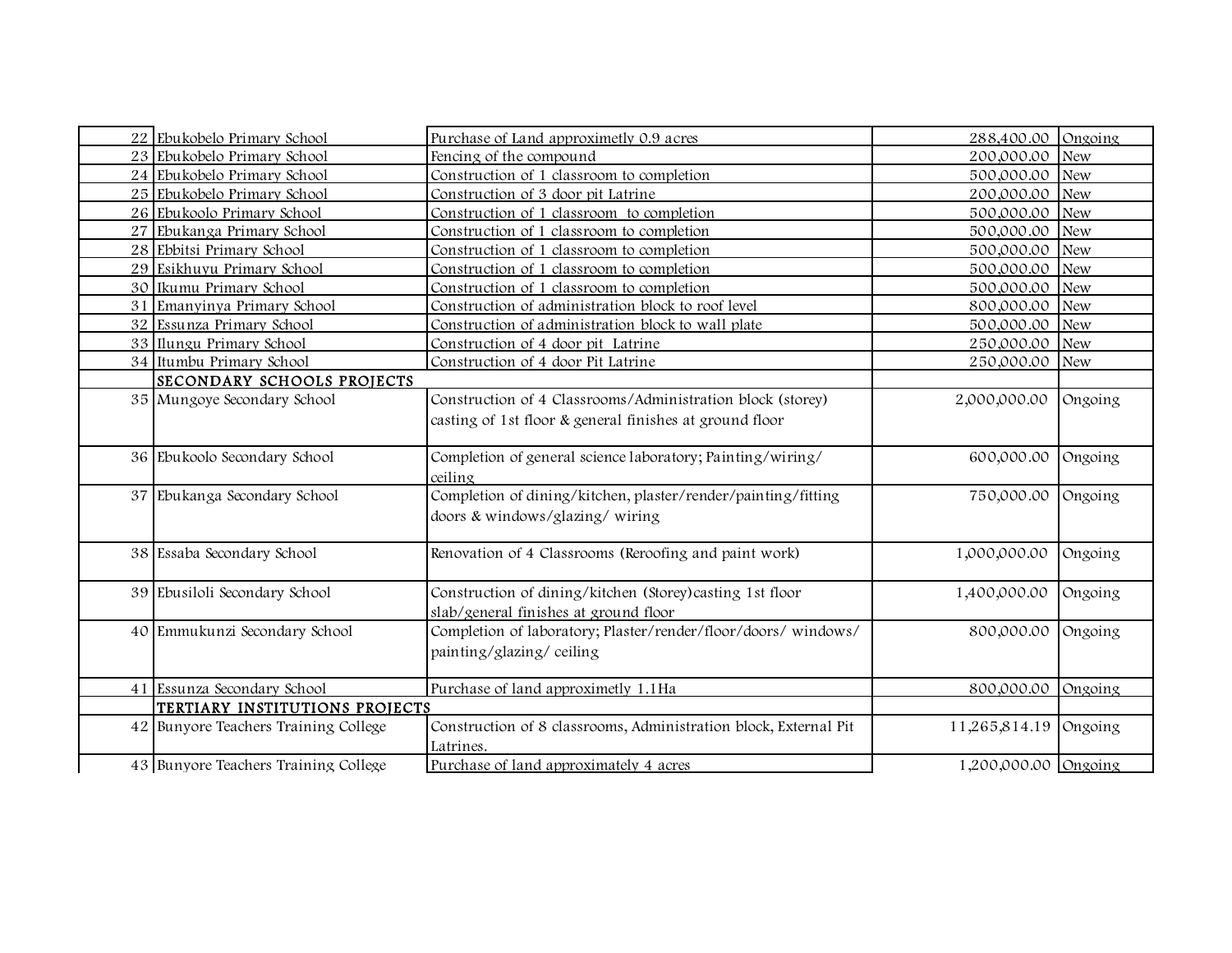| | | | | |
|---|---|---|---|---|
| 22 | Ebukobelo Primary School | Purchase of Land approximetly 0.9 acres | 288,400.00 | Ongoing |
| 23 | Ebukobelo Primary School | Fencing of the compound | 200,000.00 | New |
| 24 | Ebukobelo Primary School | Construction of 1 classroom to completion | 500,000.00 | New |
| 25 | Ebukobelo Primary School | Construction of 3 door pit Latrine | 200,000.00 | New |
| 26 | Ebukoolo Primary School | Construction of 1 classroom to completion | 500,000.00 | New |
| 27 | Ebukanga Primary School | Construction of 1 classroom to completion | 500,000.00 | New |
| 28 | Ebbitsi Primary School | Construction of 1 classroom to completion | 500,000.00 | New |
| 29 | Esikhuyu Primary School | Construction of 1 classroom to completion | 500,000.00 | New |
| 30 | Ikumu Primary School | Construction of 1 classroom to completion | 500,000.00 | New |
| 31 | Emanyinya Primary School | Construction of administration block to roof level | 800,000.00 | New |
| 32 | Essunza Primary School | Construction of administration block to wall plate | 500,000.00 | New |
| 33 | Ilungu Primary School | Construction of 4 door pit Latrine | 250,000.00 | New |
| 34 | Itumbu Primary School | Construction of 4 door Pit Latrine | 250,000.00 | New |
| | **SECONDARY SCHOOLS PROJECTS** | | | |
| 35 | Mungoye Secondary School | Construction of 4 Classrooms/Administration block (storey) casting of 1st floor & general finishes at ground floor | 2,000,000.00 | Ongoing |
| 36 | Ebukoolo Secondary School | Completion of general science laboratory; Painting/wiring/ ceiling | 600,000.00 | Ongoing |
| 37 | Ebukanga Secondary School | Completion of dining/kitchen, plaster/render/painting/fitting doors & windows/glazing/ wiring | 750,000.00 | Ongoing |
| 38 | Essaba Secondary School | Renovation of 4 Classrooms (Reroofing and paint work) | 1,000,000.00 | Ongoing |
| 39 | Ebusiloli Secondary School | Construction of dining/kitchen (Storey)casting 1st floor slab/general finishes at ground floor | 1,400,000.00 | Ongoing |
| 40 | Emmukunzi Secondary School | Completion of laboratory; Plaster/render/floor/doors/ windows/ painting/glazing/ ceiling | 800,000.00 | Ongoing |
| 41 | Essunza Secondary School | Purchase of land approximetly 1.1Ha | 800,000.00 | Ongoing |
| | **TERTIARY INSTITUTIONS PROJECTS** | | | |
| 42 | Bunyore Teachers Training College | Construction of 8 classrooms, Administration block, External Pit Latrines. | 11,265,814.19 | Ongoing |
| 43 | Bunyore Teachers Training College | Purchase of land approximately 4 acres | 1,200,000.00 | Ongoing |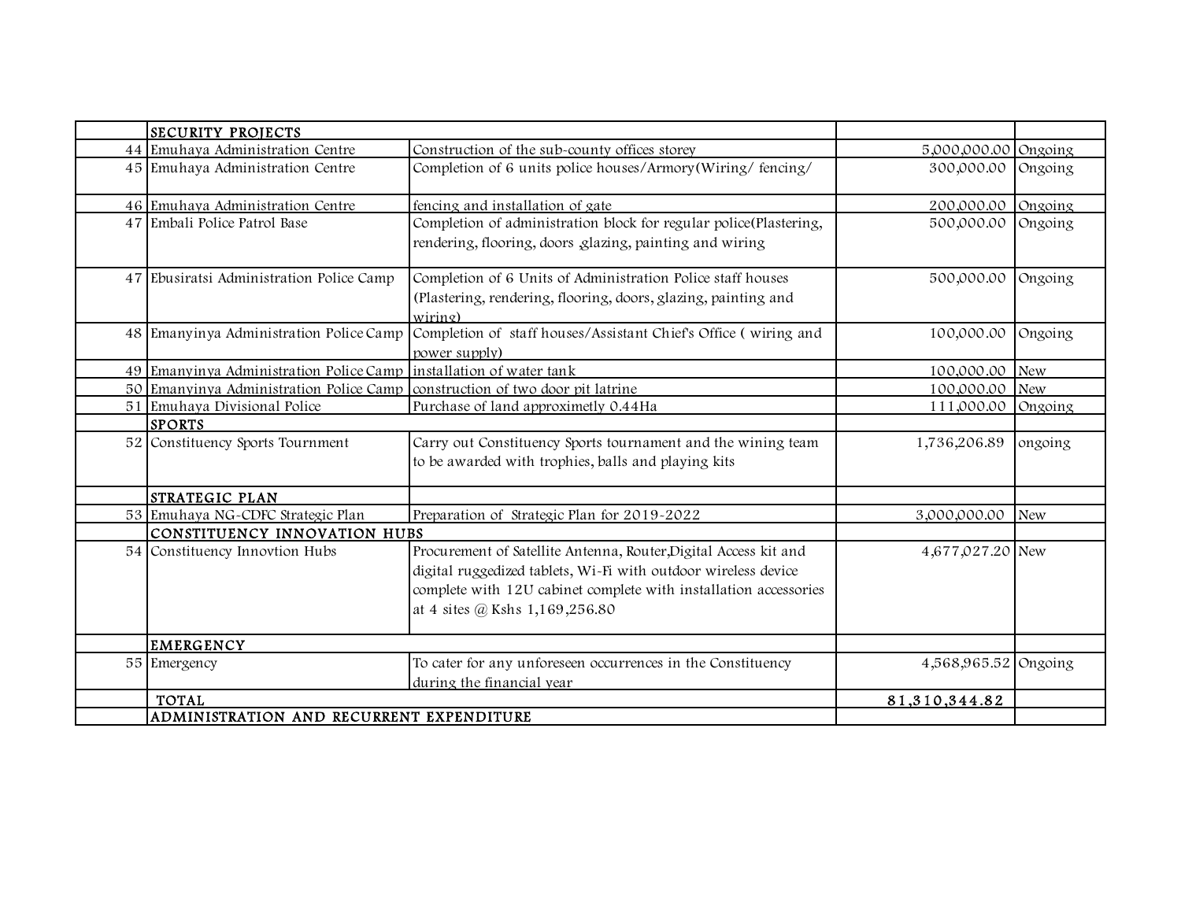| | | | | |
|---|---|---|---|---|
| | SECURITY PROJECTS | | | |
| 44 | Emuhaya Administration Centre | Construction of the sub-county offices storey | 5,000,000.00 | Ongoing |
| 45 | Emuhaya Administration Centre | Completion of 6 units police houses/Armory(Wiring/ fencing/ | 300,000.00 | Ongoing |
| 46 | Emuhaya Administration Centre | fencing and installation of gate | 200,000.00 | Ongoing |
| 47 | Embali Police Patrol Base | Completion of administration block for regular police(Plastering, rendering, flooring, doors ,glazing, painting and wiring | 500,000.00 | Ongoing |
| 47 | Ebusiratsi Administration Police Camp | Completion of 6 Units of Administration Police staff houses (Plastering, rendering, flooring, doors, glazing, painting and wiring) | 500,000.00 | Ongoing |
| 48 | Emanyinya Administration Police Camp | Completion of staff houses/Assistant Chief's Office ( wiring and power supply) | 100,000.00 | Ongoing |
| 49 | Emanyinya Administration Police Camp | installation of water tank | 100,000.00 | New |
| 50 | Emanyinya Administration Police Camp | construction of two door pit latrine | 100,000.00 | New |
| 51 | Emuhaya Divisional Police | Purchase of land approximetly 0.44Ha | 111,000.00 | Ongoing |
| | SPORTS | | | |
| 52 | Constituency Sports Tournment | Carry out Constituency Sports tournament and the wining team to be awarded with trophies, balls and playing kits | 1,736,206.89 | ongoing |
| | STRATEGIC PLAN | | | |
| 53 | Emuhaya NG-CDFC Strategic Plan | Preparation of Strategic Plan for 2019-2022 | 3,000,000.00 | New |
| | CONSTITUENCY INNOVATION HUBS | | | |
| 54 | Constituency Innovtion Hubs | Procurement of Satellite Antenna, Router,Digital Access kit and digital ruggedized tablets, Wi-Fi with outdoor wireless device complete with 12U cabinet complete with installation accessories at 4 sites @ Kshs 1,169,256.80 | 4,677,027.20 | New |
| | EMERGENCY | | | |
| 55 | Emergency | To cater for any unforeseen occurrences in the Constituency during the financial year | 4,568,965.52 | Ongoing |
| | TOTAL | | 81,310,344.82 | |
| | ADMINISTRATION AND RECURRENT EXPENDITURE | | | |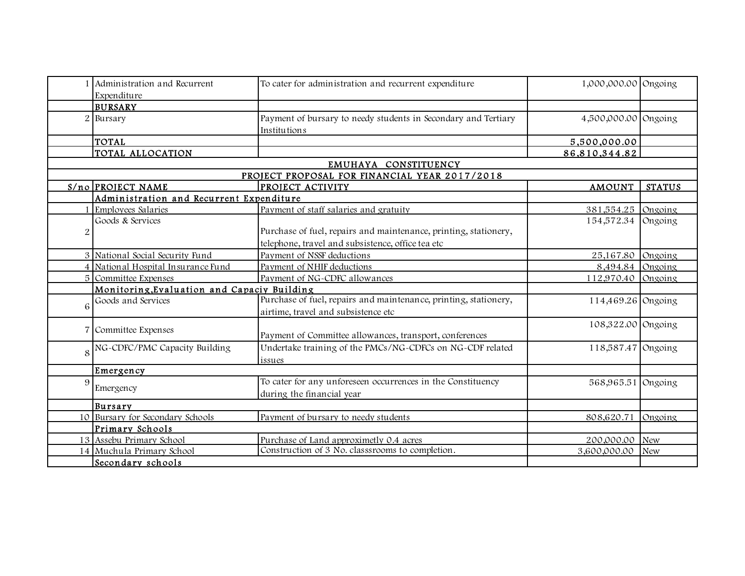| | | | | |
|---|---|---|---|---|
| 1 | Administration and Recurrent Expenditure | To cater for administration and recurrent expenditure | 1,000,000.00 | Ongoing |
| | **BURSARY** | | | |
| 2 | Bursary | Payment of bursary to needy students in Secondary and Tertiary Institutions | 4,500,000.00 | Ongoing |
| | **TOTAL** | | **5,500,000.00** | |
| | **TOTAL ALLOCATION** | | **86,810,344.82** | |

## EMUHAYA CONSTITUENCY

### PROJECT PROPOSAL FOR FINANCIAL YEAR 2017/2018

| S/no | PROJECT NAME | PROJECT ACTIVITY | AMOUNT | STATUS |
|---|---|---|---|---|
| | **Administration and Recurrent Expenditure** | | | |
| 1 | Employees Salaries | Payment of staff salaries and gratuity | 381,554.25 | Ongoing |
| 2 | Goods & Services | Purchase of fuel, repairs and maintenance, printing, stationery, telephone, travel and subsistence, office tea etc | 154,572.34 | Ongoing |
| 3 | National Social Security Fund | Payment of NSSF deductions | 25,167.80 | Ongoing |
| 4 | National Hospital Insurance Fund | Payment of NHIF deductions | 8,494.84 | Ongoing |
| 5 | Committee Expenses | Payment of NG-CDFC allowances | 112,970.40 | Ongoing |
| | **Monitoring,Evaluation and Capaciy Building** | | | |
| 6 | Goods and Services | Purchase of fuel, repairs and maintenance, printing, stationery, airtime, travel and subsistence etc | 114,469.26 | Ongoing |
| 7 | Committee Expenses | Payment of Committee allowances, transport, conferences | 108,322.00 | Ongoing |
| 8 | NG-CDFC/PMC Capacity Building | Undertake training of the PMCs/NG-CDFCs on NG-CDF related issues | 118,587.47 | Ongoing |
| | **Emergency** | | | |
| 9 | Emergency | To cater for any unforeseen occurrences in the Constituency during the financial year | 568,965.51 | Ongoing |
| | **Bursary** | | | |
| 10 | Bursary for Secondary Schools | Payment of bursary to needy students | 808,620.71 | Ongoing |
| | **Primary Schools** | | | |
| 13 | Assebu Primary School | Purchase of Land approximetly 0.4 acres | 200,000.00 | New |
| 14 | Muchula Primary School | Construction of 3 No. classsrooms to completion. | 3,600,000.00 | New |
| | **Secondary schools** | | | |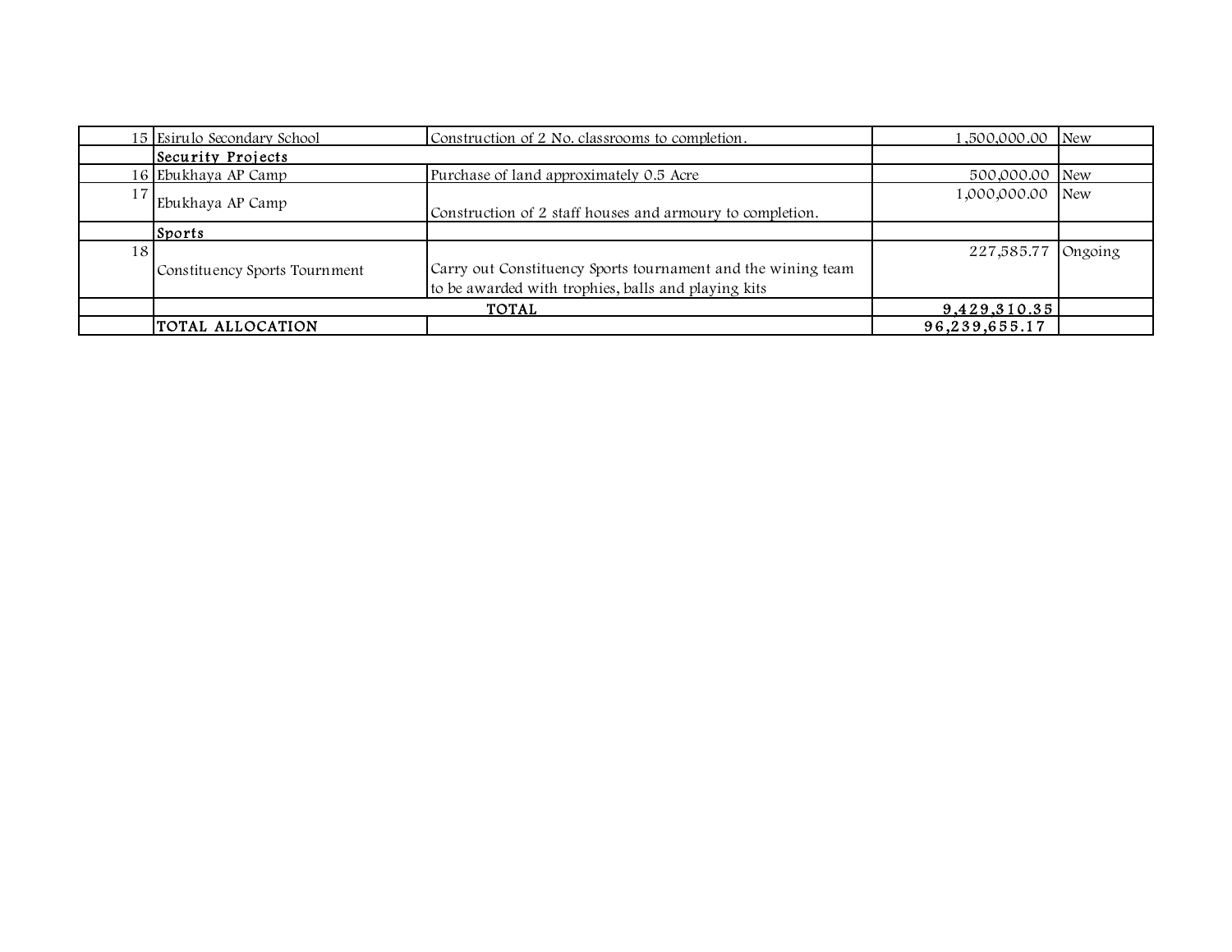| | | | | |
|---|---|---|---|---|
| 15 | Esirulo Secondary School | Construction of 2 No. classrooms to completion. | 1,500,000.00 | New |
| | **Security Projects** | | | |
| 16 | Ebukhaya AP Camp | Purchase of land approximately 0.5 Acre | 500,000.00 | New |
| 17 | Ebukhaya AP Camp | Construction of 2 staff houses and armoury to completion. | 1,000,000.00 | New |
| | **Sports** | | | |
| 18 | Constituency Sports Tournment | Carry out Constituency Sports tournament and the wining team to be awarded with trophies, balls and playing kits | 227,585.77 | Ongoing |
| | TOTAL | | 9,429,310.35 | |
| | TOTAL ALLOCATION | | 96,239,655.17 | |